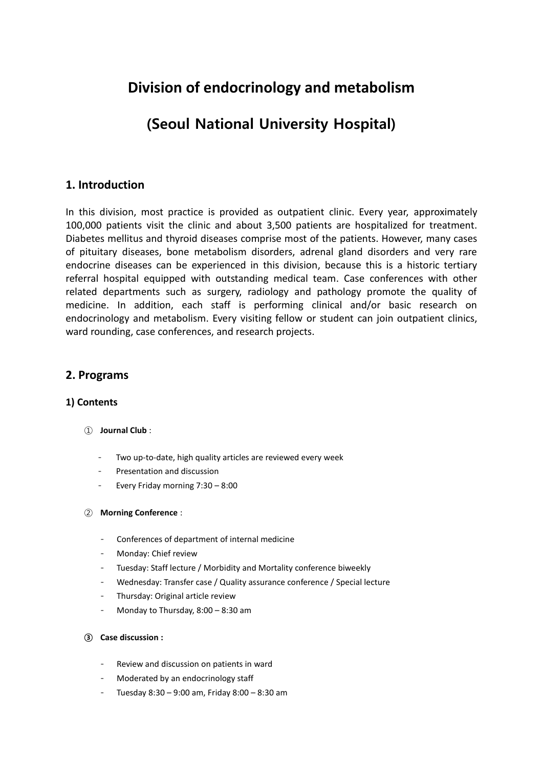# Division of endocrinology and metabolism

# (Seoul National University Hospital)

## 1. Introduction

In this division, most practice is provided as outpatient clinic. Every year, approximately 100,000 patients visit the clinic and about 3,500 patients are hospitalized for treatment. Diabetes mellitus and thyroid diseases comprise most of the patients. However, many cases of pituitary diseases, bone metabolism disorders, adrenal gland disorders and very rare endocrine diseases can be experienced in this division, because this is a historic tertiary referral hospital equipped with outstanding medical team. Case conferences with other related departments such as surgery, radiology and pathology promote the quality of medicine. In addition, each staff is performing clinical and/or basic research on endocrinology and metabolism. Every visiting fellow or student can join outpatient clinics, ward rounding, case conferences, and research projects.

## 2. Programs

### 1) Contents

① **Journal Club** :

- Two up-to-date, high quality articles are reviewed every week
- Presentation and discussion
- Every Friday morning 7:30 – 8:00

② **Morning Conference** :

- Conferences of department of internal medicine
- Monday: Chief review
- Tuesday: Staff lecture / Morbidity and Mortality conference biweekly
- Wednesday: Transfer case / Quality assurance conference / Special lecture
- Thursday: Original article review
- Monday to Thursday, 8:00 – 8:30 am

③ **Case discussion :**

- Review and discussion on patients in ward
- Moderated by an endocrinology staff
- Tuesday 8:30 – 9:00 am, Friday 8:00 – 8:30 am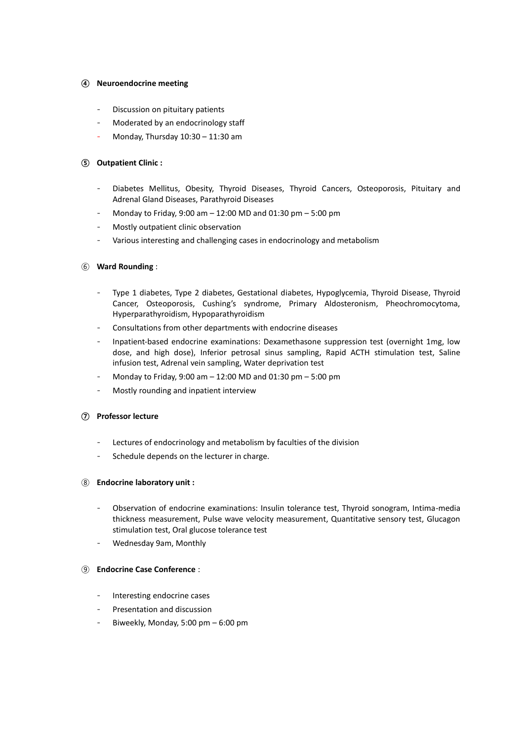**④ Neuroendocrine meeting**

- Discussion on pituitary patients
- Moderated by an endocrinology staff
- Monday, Thursday 10:30 – 11:30 am

**⑤ Outpatient Clinic :**

- Diabetes Mellitus, Obesity, Thyroid Diseases, Thyroid Cancers, Osteoporosis, Pituitary and Adrenal Gland Diseases, Parathyroid Diseases
- Monday to Friday, 9:00 am – 12:00 MD and 01:30 pm – 5:00 pm
- Mostly outpatient clinic observation
- Various interesting and challenging cases in endocrinology and metabolism

⑥ **Ward Rounding** :

- Type 1 diabetes, Type 2 diabetes, Gestational diabetes, Hypoglycemia, Thyroid Disease, Thyroid Cancer, Osteoporosis, Cushing's syndrome, Primary Aldosteronism, Pheochromocytoma, Hyperparathyroidism, Hypoparathyroidism
- Consultations from other departments with endocrine diseases
- Inpatient-based endocrine examinations: Dexamethasone suppression test (overnight 1mg, low dose, and high dose), Inferior petrosal sinus sampling, Rapid ACTH stimulation test, Saline infusion test, Adrenal vein sampling, Water deprivation test
- Monday to Friday, 9:00 am – 12:00 MD and 01:30 pm – 5:00 pm
- Mostly rounding and inpatient interview

**⑦ Professor lecture**

- Lectures of endocrinology and metabolism by faculties of the division
- Schedule depends on the lecturer in charge.

⑧ **Endocrine laboratory unit :**

- Observation of endocrine examinations: Insulin tolerance test, Thyroid sonogram, Intima-media thickness measurement, Pulse wave velocity measurement, Quantitative sensory test, Glucagon stimulation test, Oral glucose tolerance test
- Wednesday 9am, Monthly

⑨ **Endocrine Case Conference** :

- Interesting endocrine cases
- Presentation and discussion
- Biweekly, Monday, 5:00 pm – 6:00 pm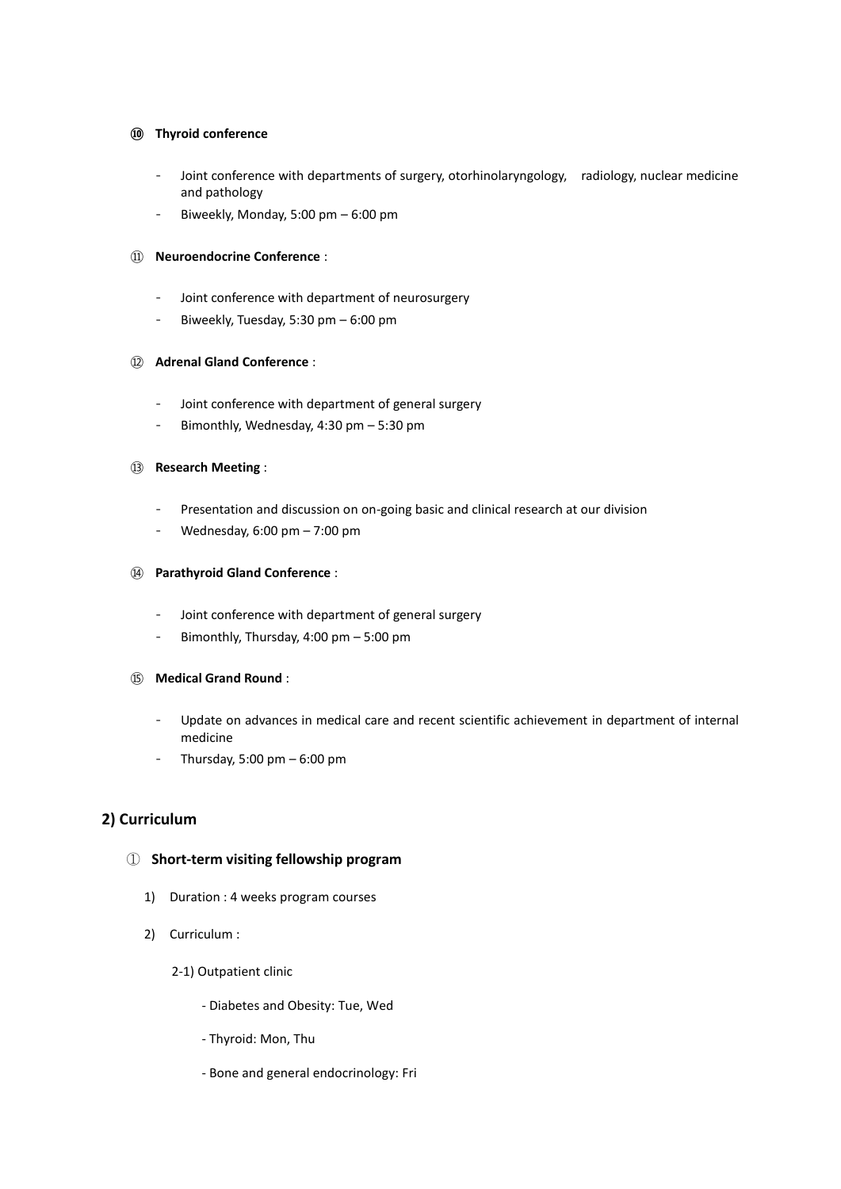⑩ **Thyroid conference**

- Joint conference with departments of surgery, otorhinolaryngology, radiology, nuclear medicine and pathology
- Biweekly, Monday, 5:00 pm – 6:00 pm

⑪ **Neuroendocrine Conference** :

- Joint conference with department of neurosurgery
- Biweekly, Tuesday, 5:30 pm – 6:00 pm

⑫ **Adrenal Gland Conference** :

- Joint conference with department of general surgery
- Bimonthly, Wednesday, 4:30 pm – 5:30 pm

⑬ **Research Meeting** :

- Presentation and discussion on on-going basic and clinical research at our division
- Wednesday, 6:00 pm – 7:00 pm

⑭ **Parathyroid Gland Conference** :

- Joint conference with department of general surgery
- Bimonthly, Thursday, 4:00 pm – 5:00 pm

⑮ **Medical Grand Round** :

- Update on advances in medical care and recent scientific achievement in department of internal medicine
- Thursday, 5:00 pm – 6:00 pm

## 2) Curriculum

① **Short-term visiting fellowship program**

1) Duration : 4 weeks program courses

2) Curriculum :

2-1) Outpatient clinic

- Diabetes and Obesity: Tue, Wed
- Thyroid: Mon, Thu
- Bone and general endocrinology: Fri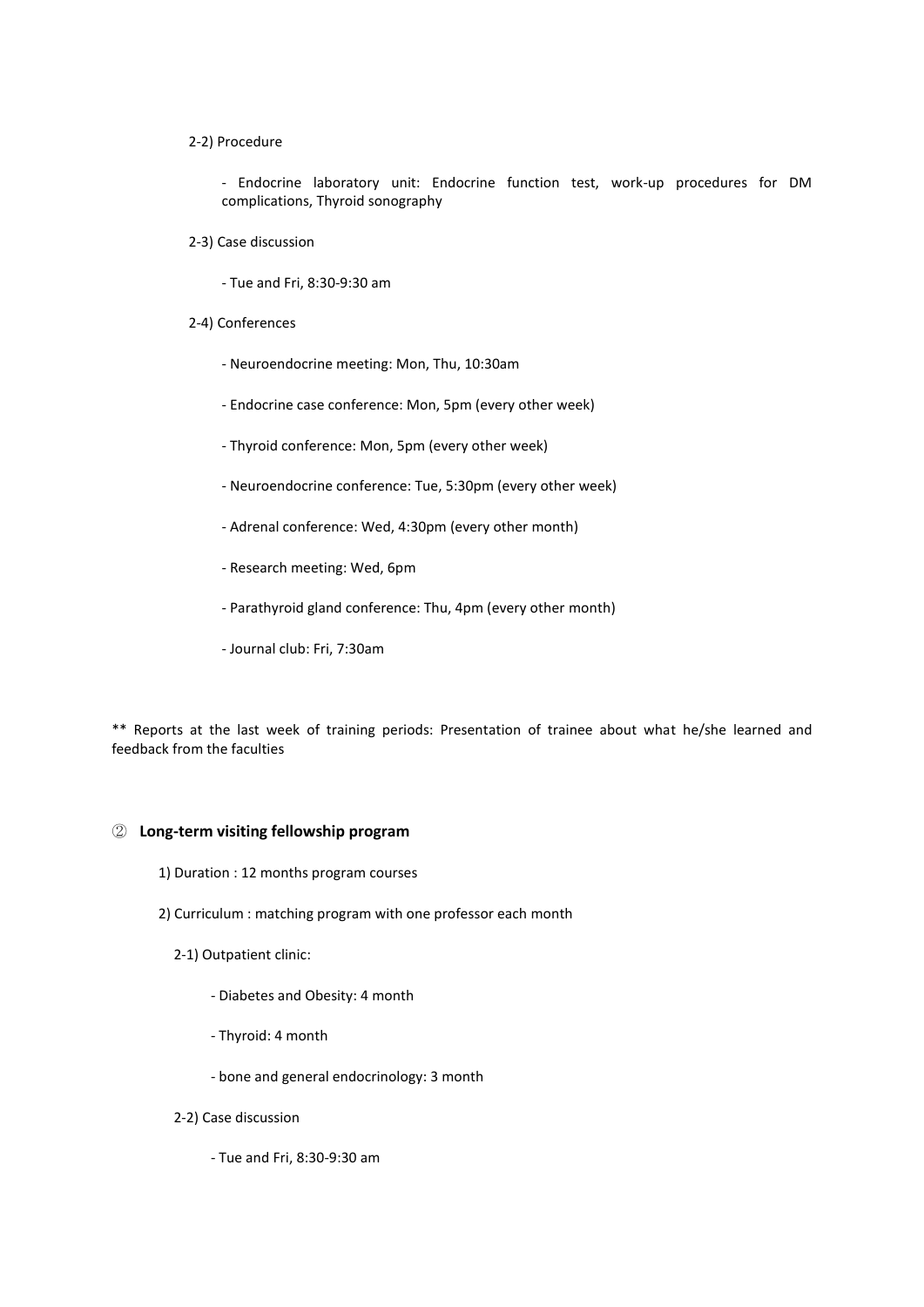2-2) Procedure

- Endocrine laboratory unit: Endocrine function test, work-up procedures for DM complications, Thyroid sonography

2-3) Case discussion

- Tue and Fri, 8:30-9:30 am

2-4) Conferences

- Neuroendocrine meeting: Mon, Thu, 10:30am
- Endocrine case conference: Mon, 5pm (every other week)
- Thyroid conference: Mon, 5pm (every other week)
- Neuroendocrine conference: Tue, 5:30pm (every other week)
- Adrenal conference: Wed, 4:30pm (every other month)
- Research meeting: Wed, 6pm
- Parathyroid gland conference: Thu, 4pm (every other month)
- Journal club: Fri, 7:30am

** Reports at the last week of training periods: Presentation of trainee about what he/she learned and feedback from the faculties

② **Long-term visiting fellowship program**

1) Duration : 12 months program courses

2) Curriculum : matching program with one professor each month

2-1) Outpatient clinic:

- Diabetes and Obesity: 4 month
- Thyroid: 4 month
- bone and general endocrinology: 3 month

2-2) Case discussion

- Tue and Fri, 8:30-9:30 am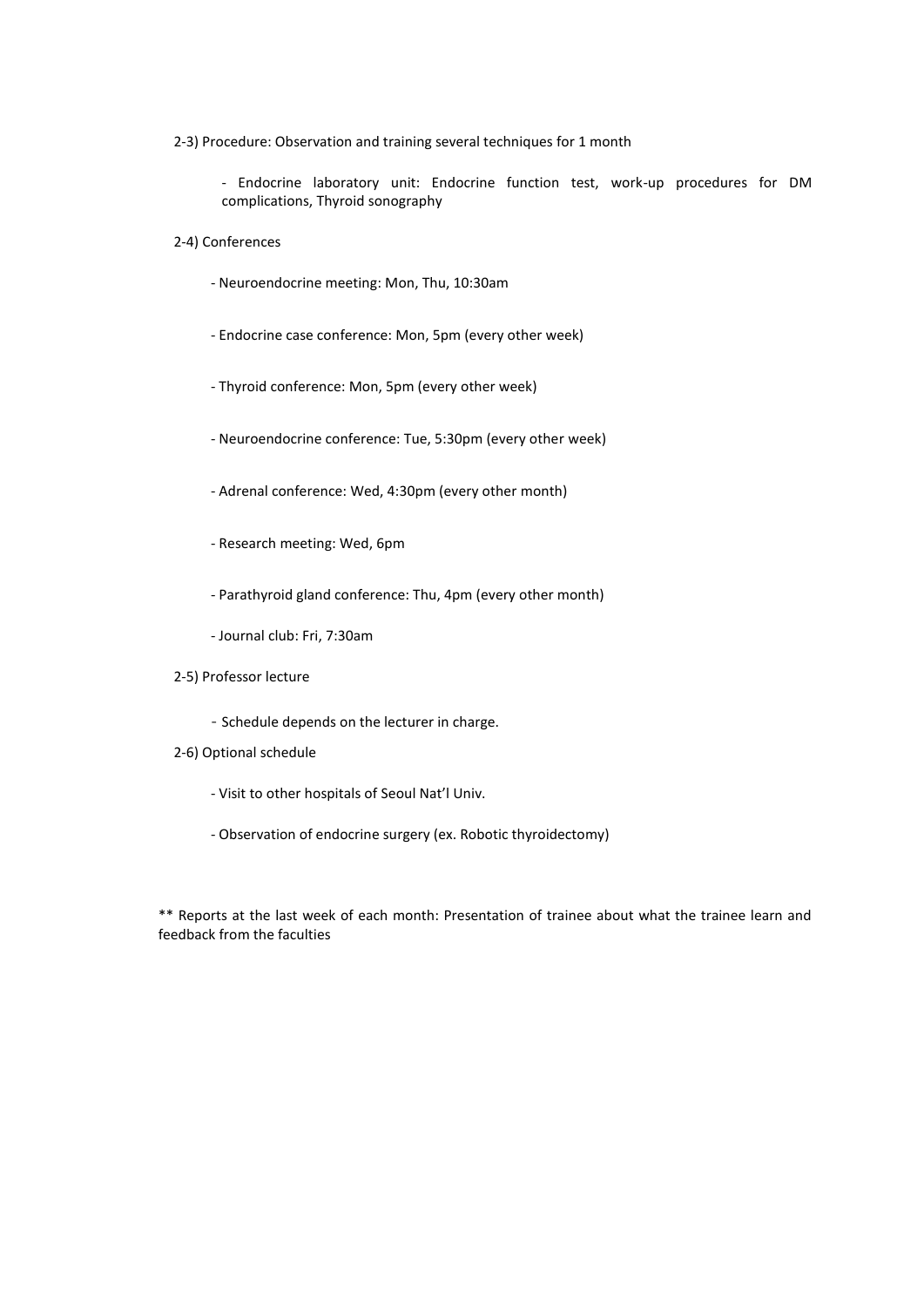2-3) Procedure: Observation and training several techniques for 1 month

- Endocrine laboratory unit: Endocrine function test, work-up procedures for DM complications, Thyroid sonography

2-4) Conferences

- Neuroendocrine meeting: Mon, Thu, 10:30am
- Endocrine case conference: Mon, 5pm (every other week)
- Thyroid conference: Mon, 5pm (every other week)
- Neuroendocrine conference: Tue, 5:30pm (every other week)
- Adrenal conference: Wed, 4:30pm (every other month)
- Research meeting: Wed, 6pm
- Parathyroid gland conference: Thu, 4pm (every other month)
- Journal club: Fri, 7:30am

2-5) Professor lecture

- Schedule depends on the lecturer in charge.

2-6) Optional schedule

- Visit to other hospitals of Seoul Nat'l Univ.
- Observation of endocrine surgery (ex. Robotic thyroidectomy)

** Reports at the last week of each month: Presentation of trainee about what the trainee learn and feedback from the faculties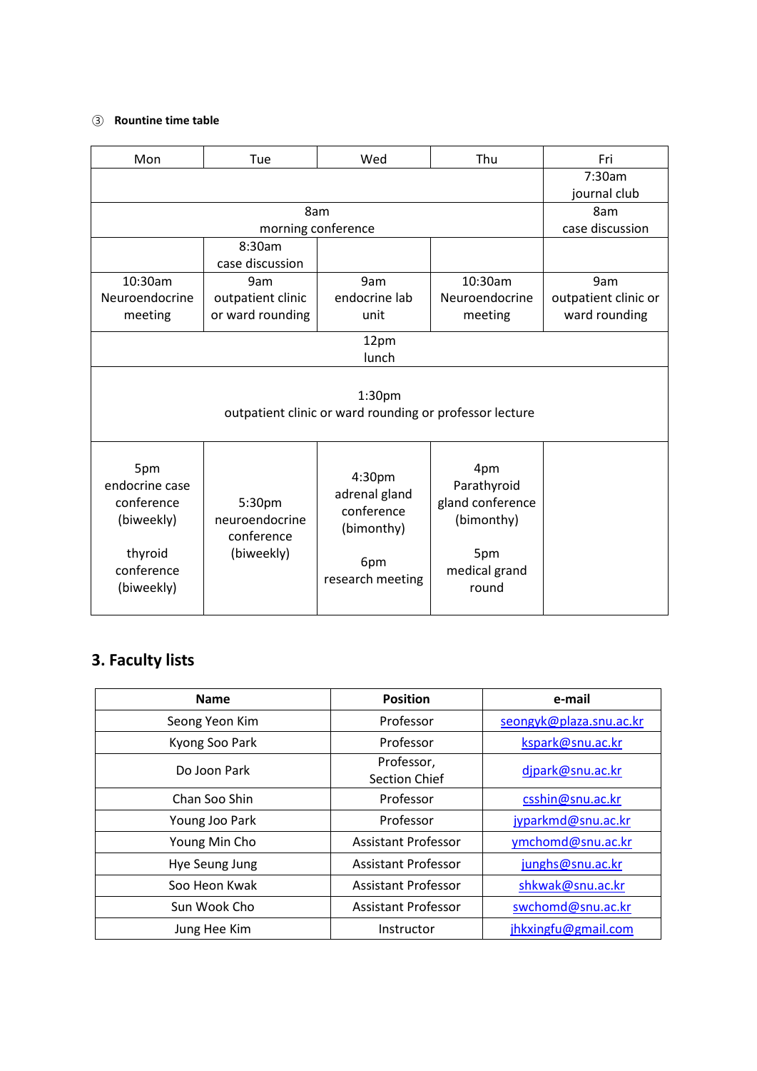③ **Rountine time table**

| Mon | Tue | Wed | Thu | Fri |
|---|---|---|---|---|
| | | | | 7:30am journal club |
| 8am morning conference | | | | 8am case discussion |
| | 8:30am case discussion | | | |
| 10:30am Neuroendocrine meeting | 9am outpatient clinic or ward rounding | 9am endocrine lab unit | 10:30am Neuroendocrine meeting | 9am outpatient clinic or ward rounding |
| 12pm lunch | | | | |
| 1:30pm outpatient clinic or ward rounding or professor lecture | | | | |
| 5pm endocrine case conference (biweekly)<br><br>thyroid conference (biweekly) | 5:30pm neuroendocrine conference (biweekly) | 4:30pm adrenal gland conference (bimonthy)<br><br>6pm research meeting | 4pm Parathyroid gland conference (bimonthy)<br><br>5pm medical grand round | |

## 3. Faculty lists

| Name | Position | e-mail |
|---|---|---|
| Seong Yeon Kim | Professor | seongyk@plaza.snu.ac.kr |
| Kyong Soo Park | Professor | kspark@snu.ac.kr |
| Do Joon Park | Professor, Section Chief | djpark@snu.ac.kr |
| Chan Soo Shin | Professor | csshin@snu.ac.kr |
| Young Joo Park | Professor | jyparkmd@snu.ac.kr |
| Young Min Cho | Assistant Professor | ymchomd@snu.ac.kr |
| Hye Seung Jung | Assistant Professor | junghs@snu.ac.kr |
| Soo Heon Kwak | Assistant Professor | shkwak@snu.ac.kr |
| Sun Wook Cho | Assistant Professor | swchomd@snu.ac.kr |
| Jung Hee Kim | Instructor | jhkxingfu@gmail.com |